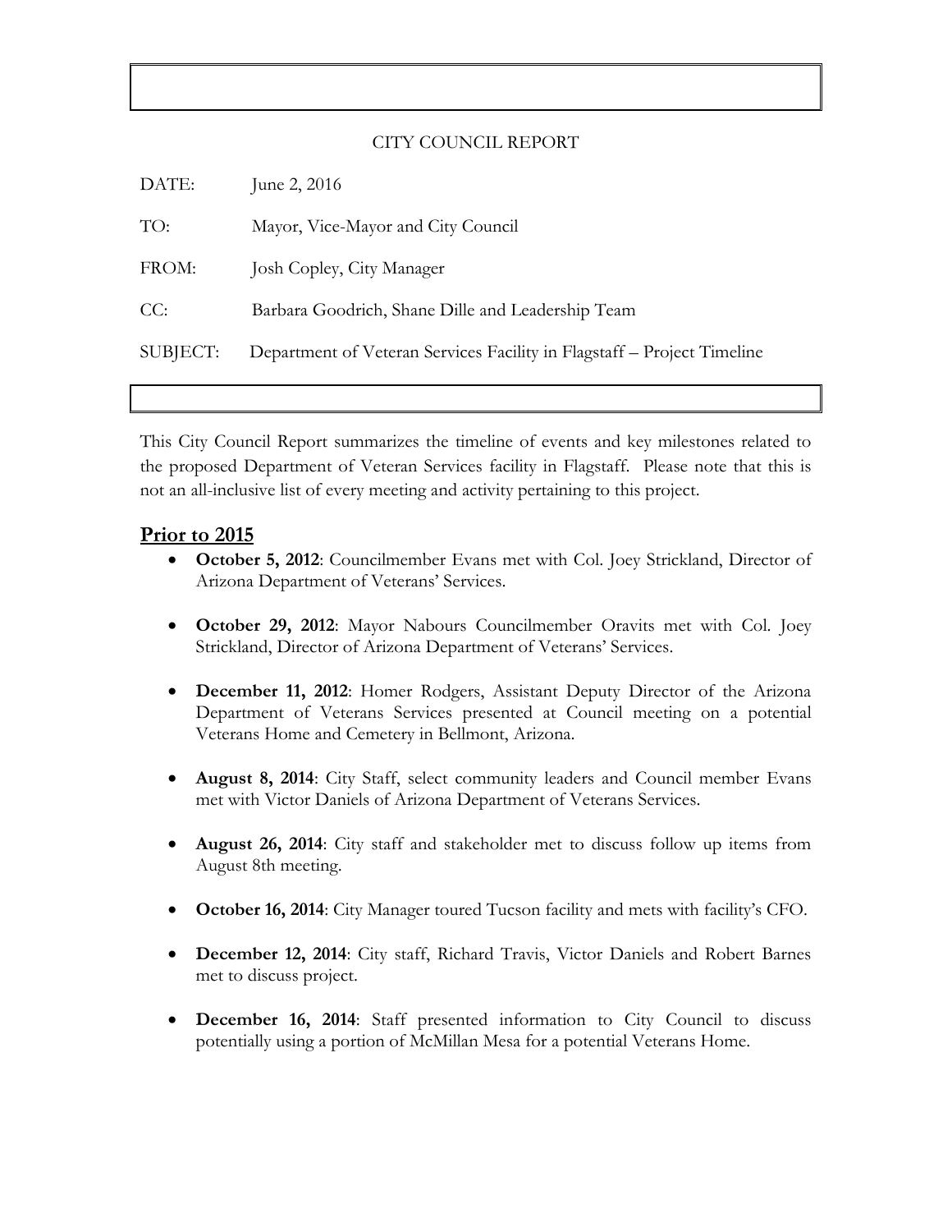CITY COUNCIL REPORT

DATE: June 2, 2016

TO: Mayor, Vice-Mayor and City Council

FROM: Josh Copley, City Manager

CC: Barbara Goodrich, Shane Dille and Leadership Team

SUBJECT: Department of Veteran Services Facility in Flagstaff – Project Timeline

This City Council Report summarizes the timeline of events and key milestones related to the proposed Department of Veteran Services facility in Flagstaff. Please note that this is not an all-inclusive list of every meeting and activity pertaining to this project.

## Prior to 2015

- **October 5, 2012**: Councilmember Evans met with Col. Joey Strickland, Director of Arizona Department of Veterans' Services.
- **October 29, 2012**: Mayor Nabours Councilmember Oravits met with Col. Joey Strickland, Director of Arizona Department of Veterans' Services.
- **December 11, 2012**: Homer Rodgers, Assistant Deputy Director of the Arizona Department of Veterans Services presented at Council meeting on a potential Veterans Home and Cemetery in Bellmont, Arizona.
- **August 8, 2014**: City Staff, select community leaders and Council member Evans met with Victor Daniels of Arizona Department of Veterans Services.
- **August 26, 2014**: City staff and stakeholder met to discuss follow up items from August 8th meeting.
- **October 16, 2014**: City Manager toured Tucson facility and mets with facility's CFO.
- **December 12, 2014**: City staff, Richard Travis, Victor Daniels and Robert Barnes met to discuss project.
- **December 16, 2014**: Staff presented information to City Council to discuss potentially using a portion of McMillan Mesa for a potential Veterans Home.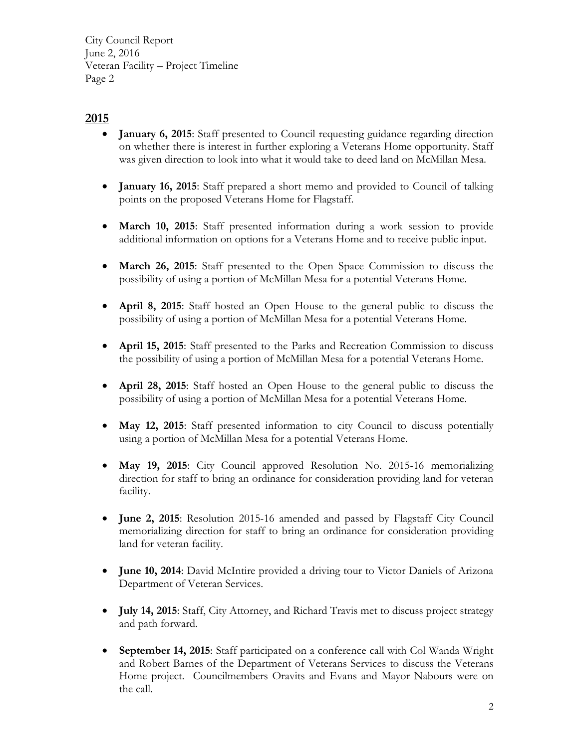## 2015

- **January 6, 2015**: Staff presented to Council requesting guidance regarding direction on whether there is interest in further exploring a Veterans Home opportunity. Staff was given direction to look into what it would take to deed land on McMillan Mesa.
- **January 16, 2015**: Staff prepared a short memo and provided to Council of talking points on the proposed Veterans Home for Flagstaff.
- **March 10, 2015**: Staff presented information during a work session to provide additional information on options for a Veterans Home and to receive public input.
- **March 26, 2015**: Staff presented to the Open Space Commission to discuss the possibility of using a portion of McMillan Mesa for a potential Veterans Home.
- **April 8, 2015**: Staff hosted an Open House to the general public to discuss the possibility of using a portion of McMillan Mesa for a potential Veterans Home.
- **April 15, 2015**: Staff presented to the Parks and Recreation Commission to discuss the possibility of using a portion of McMillan Mesa for a potential Veterans Home.
- **April 28, 2015**: Staff hosted an Open House to the general public to discuss the possibility of using a portion of McMillan Mesa for a potential Veterans Home.
- **May 12, 2015**: Staff presented information to city Council to discuss potentially using a portion of McMillan Mesa for a potential Veterans Home.
- **May 19, 2015**: City Council approved Resolution No. 2015-16 memorializing direction for staff to bring an ordinance for consideration providing land for veteran facility.
- **June 2, 2015**: Resolution 2015-16 amended and passed by Flagstaff City Council memorializing direction for staff to bring an ordinance for consideration providing land for veteran facility.
- **June 10, 2014**: David McIntire provided a driving tour to Victor Daniels of Arizona Department of Veteran Services.
- **July 14, 2015**: Staff, City Attorney, and Richard Travis met to discuss project strategy and path forward.
- **September 14, 2015**: Staff participated on a conference call with Col Wanda Wright and Robert Barnes of the Department of Veterans Services to discuss the Veterans Home project. Councilmembers Oravits and Evans and Mayor Nabours were on the call.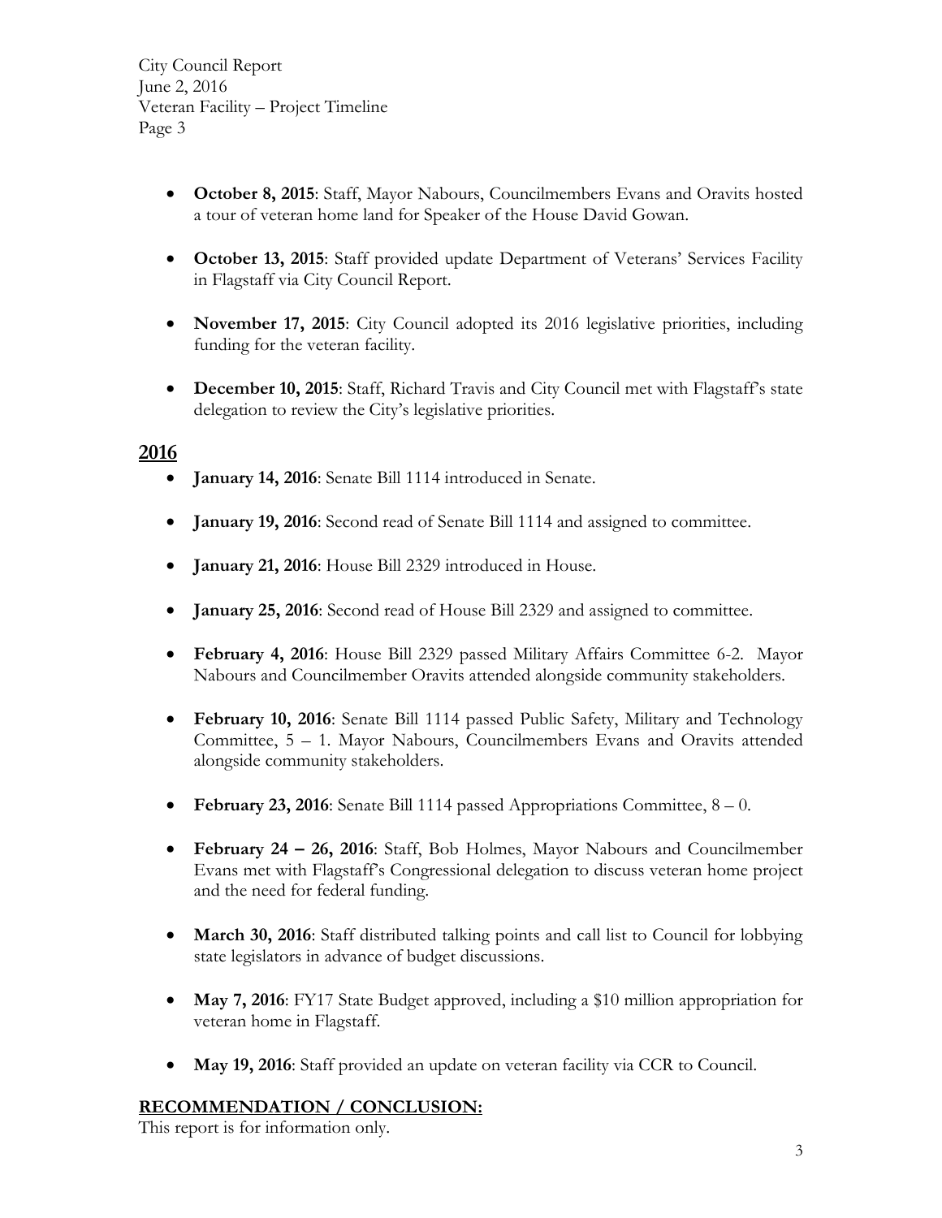- **October 8, 2015**: Staff, Mayor Nabours, Councilmembers Evans and Oravits hosted a tour of veteran home land for Speaker of the House David Gowan.

- **October 13, 2015**: Staff provided update Department of Veterans' Services Facility in Flagstaff via City Council Report.

- **November 17, 2015**: City Council adopted its 2016 legislative priorities, including funding for the veteran facility.

- **December 10, 2015**: Staff, Richard Travis and City Council met with Flagstaff's state delegation to review the City's legislative priorities.

## 2016

- **January 14, 2016**: Senate Bill 1114 introduced in Senate.

- **January 19, 2016**: Second read of Senate Bill 1114 and assigned to committee.

- **January 21, 2016**: House Bill 2329 introduced in House.

- **January 25, 2016**: Second read of House Bill 2329 and assigned to committee.

- **February 4, 2016**: House Bill 2329 passed Military Affairs Committee 6-2. Mayor Nabours and Councilmember Oravits attended alongside community stakeholders.

- **February 10, 2016**: Senate Bill 1114 passed Public Safety, Military and Technology Committee, 5 – 1. Mayor Nabours, Councilmembers Evans and Oravits attended alongside community stakeholders.

- **February 23, 2016**: Senate Bill 1114 passed Appropriations Committee, 8 – 0.

- **February 24 – 26, 2016**: Staff, Bob Holmes, Mayor Nabours and Councilmember Evans met with Flagstaff's Congressional delegation to discuss veteran home project and the need for federal funding.

- **March 30, 2016**: Staff distributed talking points and call list to Council for lobbying state legislators in advance of budget discussions.

- **May 7, 2016**: FY17 State Budget approved, including a $10 million appropriation for veteran home in Flagstaff.

- **May 19, 2016**: Staff provided an update on veteran facility via CCR to Council.

**RECOMMENDATION / CONCLUSION:**

This report is for information only.